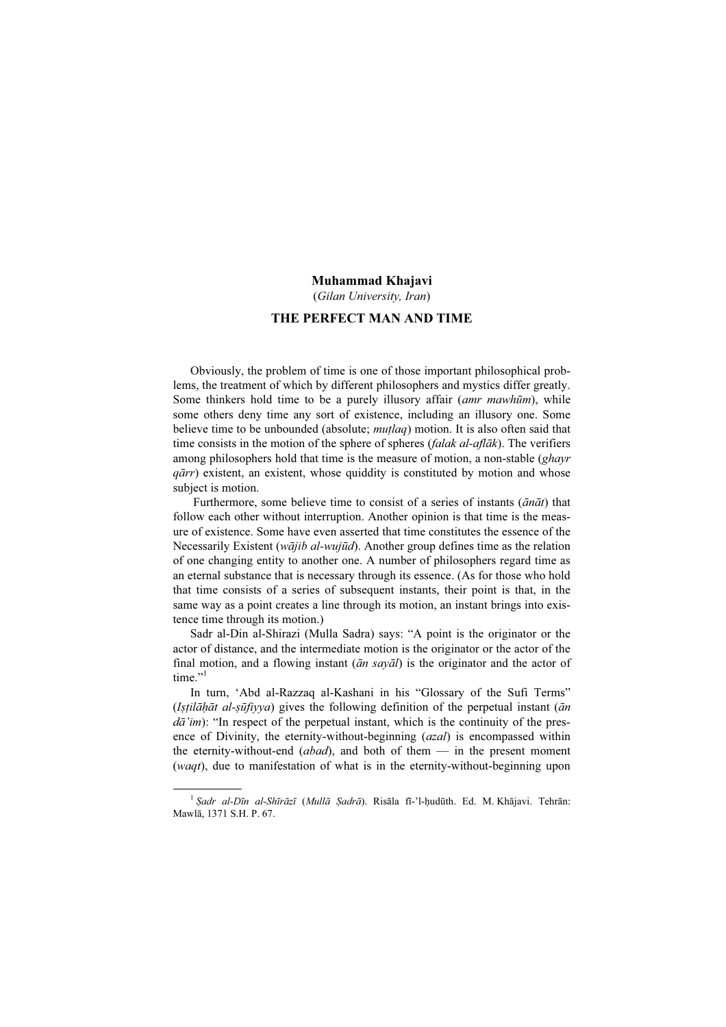**Muhammad Khajavi**

(*Gilan University, Iran*)

# THE PERFECT MAN AND TIME

Obviously, the problem of time is one of those important philosophical problems, the treatment of which by different philosophers and mystics differ greatly. Some thinkers hold time to be a purely illusory affair (*amr mawhūm*), while some others deny time any sort of existence, including an illusory one. Some believe time to be unbounded (absolute; *muṭlaq*) motion. It is also often said that time consists in the motion of the sphere of spheres (*falak al-aflāk*). The verifiers among philosophers hold that time is the measure of motion, a non-stable (*ghayr qārr*) existent, an existent, whose quiddity is constituted by motion and whose subject is motion.

Furthermore, some believe time to consist of a series of instants (*ānāt*) that follow each other without interruption. Another opinion is that time is the measure of existence. Some have even asserted that time constitutes the essence of the Necessarily Existent (*wājib al-wujūd*). Another group defines time as the relation of one changing entity to another one. A number of philosophers regard time as an eternal substance that is necessary through its essence. (As for those who hold that time consists of a series of subsequent instants, their point is that, in the same way as a point creates a line through its motion, an instant brings into existence time through its motion.)

Sadr al-Din al-Shirazi (Mulla Sadra) says: "A point is the originator or the actor of distance, and the intermediate motion is the originator or the actor of the final motion, and a flowing instant (*ān sayāl*) is the originator and the actor of time."[1]

In turn, 'Abd al-Razzaq al-Kashani in his "Glossary of the Sufi Terms" (*Iṣṭilāḥāt al-ṣūfiyya*) gives the following definition of the perpetual instant (*ān dā'im*): "In respect of the perpetual instant, which is the continuity of the presence of Divinity, the eternity-without-beginning (*azal*) is encompassed within the eternity-without-end (*abad*), and both of them — in the present moment (*waqt*), due to manifestation of what is in the eternity-without-beginning upon

---

[1] *Ṣadr al-Dīn al-Shīrāzī* (*Mullā Ṣadrā*). Risāla fī-'l-ḥudūth. Ed. M. Khājavi. Tehrān: Mawlā, 1371 S.H. P. 67.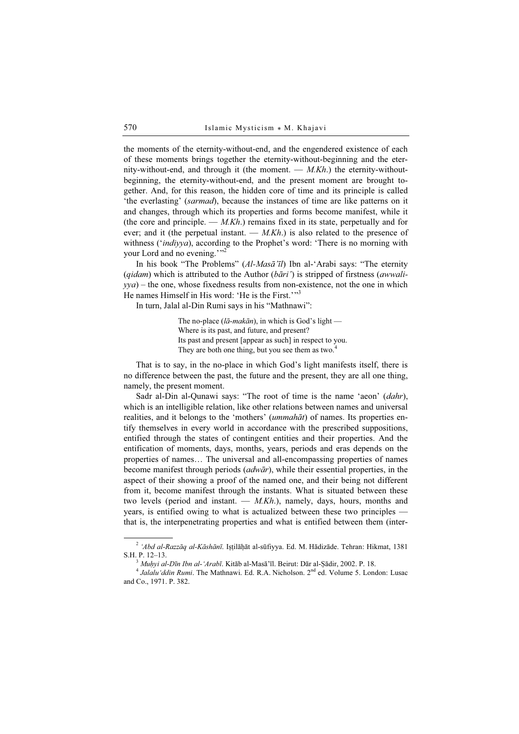the moments of the eternity-without-end, and the engendered existence of each of these moments brings together the eternity-without-beginning and the eternity-without-end, and through it (the moment. — *M.Kh*.) the eternity-without-beginning, the eternity-without-end, and the present moment are brought together. And, for this reason, the hidden core of time and its principle is called 'the everlasting' (*sarmad*), because the instances of time are like patterns on it and changes, through which its properties and forms become manifest, while it (the core and principle. — *M.Kh*.) remains fixed in its state, perpetually and for ever; and it (the perpetual instant. — *M.Kh*.) is also related to the presence of withness (*'indiyya*), according to the Prophet's word: 'There is no morning with your Lord and no evening.'"[2]

In his book "The Problems" (*Al-Masā'īl*) Ibn al-'Arabi says: "The eternity (*qidam*) which is attributed to the Author (*bāri'*) is stripped of firstness (*awwaliyya*) – the one, whose fixedness results from non-existence, not the one in which He names Himself in His word: 'He is the First.'"[3]

In turn, Jalal al-Din Rumi says in his "Mathnawi":

> The no-place (*lā-makān*), in which is God's light —
> Where is its past, and future, and present?
> Its past and present [appear as such] in respect to you.
> They are both one thing, but you see them as two.[4]

That is to say, in the no-place in which God's light manifests itself, there is no difference between the past, the future and the present, they are all one thing, namely, the present moment.

Sadr al-Din al-Qunawi says: "The root of time is the name 'aeon' (*dahr*), which is an intelligible relation, like other relations between names and universal realities, and it belongs to the 'mothers' (*ummahāt*) of names. Its properties entify themselves in every world in accordance with the prescribed suppositions, entified through the states of contingent entities and their properties. And the entification of moments, days, months, years, periods and eras depends on the properties of names… The universal and all-encompassing properties of names become manifest through periods (*adwār*), while their essential properties, in the aspect of their showing a proof of the named one, and their being not different from it, become manifest through the instants. What is situated between these two levels (period and instant. — *M.Kh*.), namely, days, hours, months and years, is entified owing to what is actualized between these two principles — that is, the interpenetrating properties and what is entified between them (inter-

---

[2] *'Abd al-Razzāq al-Kāshānī*. Iṣṭilāḥāt al-sūfiyya. Ed. M. Hādizāde. Tehran: Hikmat, 1381 S.H. P. 12–13.

[3] *Muḥyi al-Dīn Ibn al-'Arabī*. Kitāb al-Masā'īl. Beirut: Dār al-Ṣādir, 2002. P. 18.

[4] *Jalalu'ddin Rumi*. The Mathnawi. Ed. R.A. Nicholson. 2nd ed. Volume 5. London: Lusac and Co., 1971. P. 382.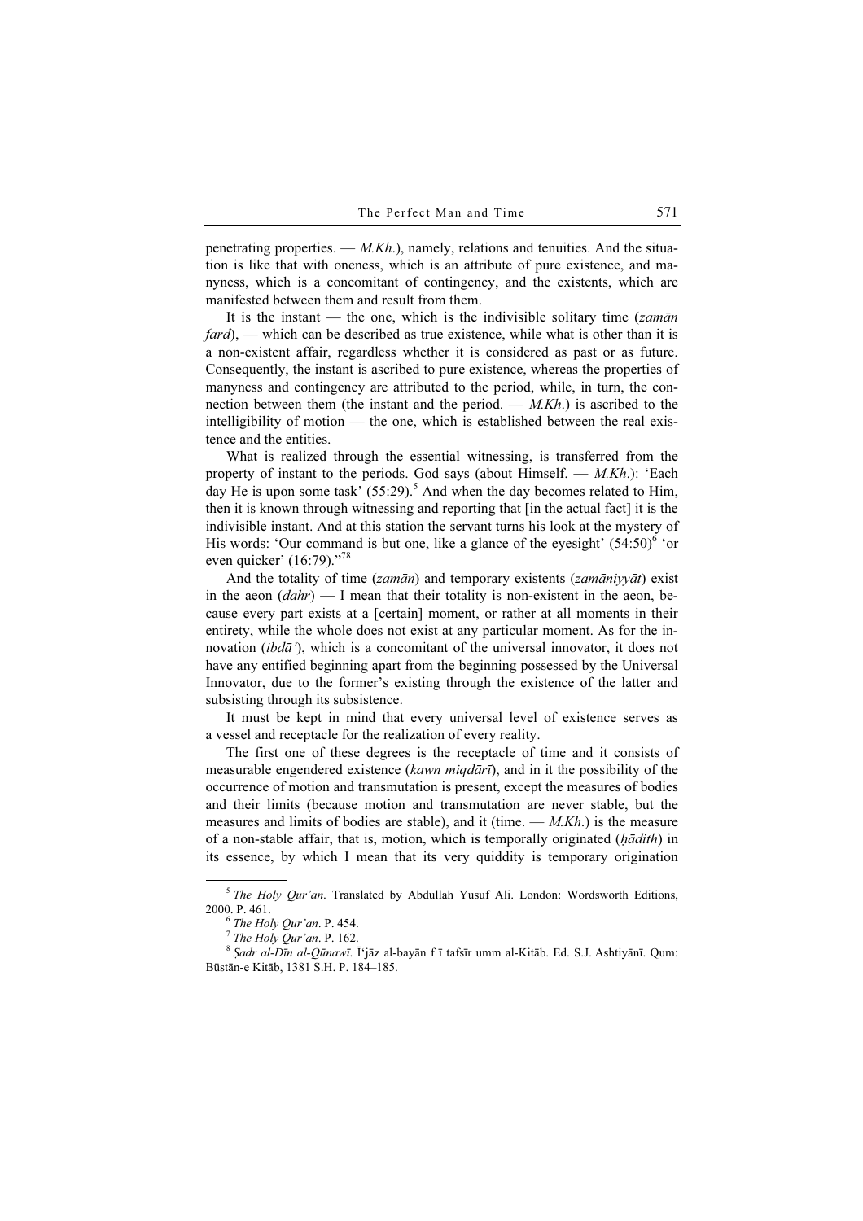penetrating properties. — *M.Kh*.), namely, relations and tenuities. And the situation is like that with oneness, which is an attribute of pure existence, and manyness, which is a concomitant of contingency, and the existents, which are manifested between them and result from them.

It is the instant — the one, which is the indivisible solitary time (*zamān fard*), — which can be described as true existence, while what is other than it is a non-existent affair, regardless whether it is considered as past or as future. Consequently, the instant is ascribed to pure existence, whereas the properties of manyness and contingency are attributed to the period, while, in turn, the connection between them (the instant and the period. — *M.Kh*.) is ascribed to the intelligibility of motion — the one, which is established between the real existence and the entities.

What is realized through the essential witnessing, is transferred from the property of instant to the periods. God says (about Himself. — *M.Kh*.): 'Each day He is upon some task' (55:29).[5] And when the day becomes related to Him, then it is known through witnessing and reporting that [in the actual fact] it is the indivisible instant. And at this station the servant turns his look at the mystery of His words: 'Our command is but one, like a glance of the eyesight' (54:50)[6] 'or even quicker' (16:79)."[7][8]

And the totality of time (*zamān*) and temporary existents (*zamāniyyāt*) exist in the aeon (*dahr*) — I mean that their totality is non-existent in the aeon, because every part exists at a [certain] moment, or rather at all moments in their entirety, while the whole does not exist at any particular moment. As for the innovation (*ibdā'*), which is a concomitant of the universal innovator, it does not have any entified beginning apart from the beginning possessed by the Universal Innovator, due to the former's existing through the existence of the latter and subsisting through its subsistence.

It must be kept in mind that every universal level of existence serves as a vessel and receptacle for the realization of every reality.

The first one of these degrees is the receptacle of time and it consists of measurable engendered existence (*kawn miqdārī*), and in it the possibility of the occurrence of motion and transmutation is present, except the measures of bodies and their limits (because motion and transmutation are never stable, but the measures and limits of bodies are stable), and it (time. — *M.Kh*.) is the measure of a non-stable affair, that is, motion, which is temporally originated (*ḥādith*) in its essence, by which I mean that its very quiddity is temporary origination

---

[5] *The Holy Qur'an*. Translated by Abdullah Yusuf Ali. London: Wordsworth Editions, 2000. P. 461.

[6] *The Holy Qur'an*. P. 454.

[7] *The Holy Qur'an*. P. 162.

[8] *Ṣadr al-Dīn al-Qūnawī*. Ī'jāz al-bayān f ī tafsīr umm al-Kitāb. Ed. S.J. Ashtiyānī. Qum: Būstān-e Kitāb, 1381 S.H. P. 184–185.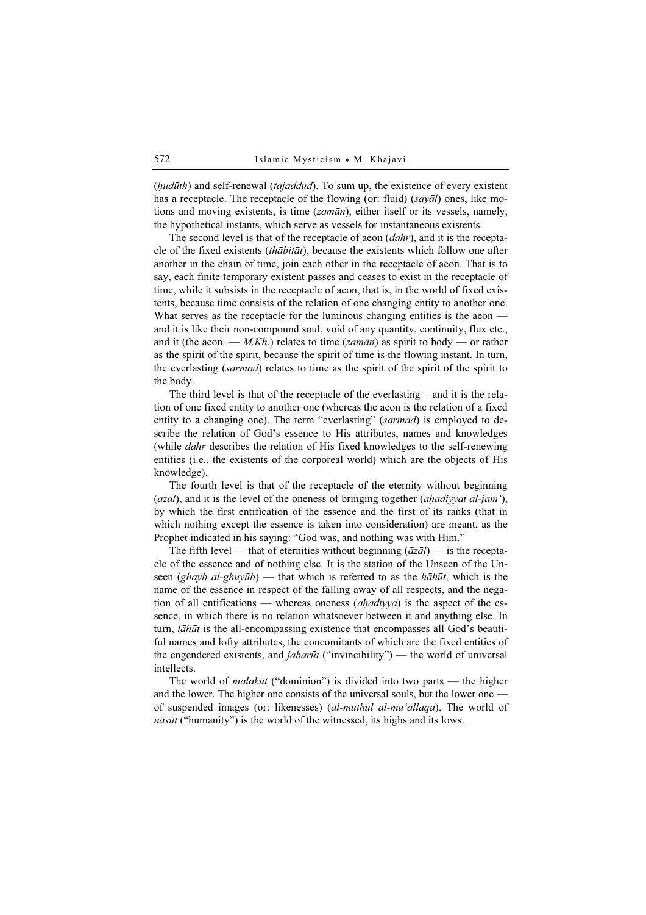(*ḥudūth*) and self-renewal (*tajaddud*). To sum up, the existence of every existent has a receptacle. The receptacle of the flowing (or: fluid) (*sayāl*) ones, like motions and moving existents, is time (*zamān*), either itself or its vessels, namely, the hypothetical instants, which serve as vessels for instantaneous existents.

The second level is that of the receptacle of aeon (*dahr*), and it is the receptacle of the fixed existents (*thābitāt*), because the existents which follow one after another in the chain of time, join each other in the receptacle of aeon. That is to say, each finite temporary existent passes and ceases to exist in the receptacle of time, while it subsists in the receptacle of aeon, that is, in the world of fixed existents, because time consists of the relation of one changing entity to another one. What serves as the receptacle for the luminous changing entities is the aeon — and it is like their non-compound soul, void of any quantity, continuity, flux etc., and it (the aeon. — *M.Kh*.) relates to time (*zamān*) as spirit to body — or rather as the spirit of the spirit, because the spirit of time is the flowing instant. In turn, the everlasting (*sarmad*) relates to time as the spirit of the spirit of the spirit to the body.

The third level is that of the receptacle of the everlasting – and it is the relation of one fixed entity to another one (whereas the aeon is the relation of a fixed entity to a changing one). The term "everlasting" (*sarmad*) is employed to describe the relation of God's essence to His attributes, names and knowledges (while *dahr* describes the relation of His fixed knowledges to the self-renewing entities (i.e., the existents of the corporeal world) which are the objects of His knowledge).

The fourth level is that of the receptacle of the eternity without beginning (*azal*), and it is the level of the oneness of bringing together (*aḥadiyyat al-jamʿ*), by which the first entification of the essence and the first of its ranks (that in which nothing except the essence is taken into consideration) are meant, as the Prophet indicated in his saying: "God was, and nothing was with Him."

The fifth level — that of eternities without beginning (*āzāl*) — is the receptacle of the essence and of nothing else. It is the station of the Unseen of the Unseen (*ghayb al-ghuyūb*) — that which is referred to as the *hāhūt*, which is the name of the essence in respect of the falling away of all respects, and the negation of all entifications — whereas oneness (*aḥadiyya*) is the aspect of the essence, in which there is no relation whatsoever between it and anything else. In turn, *lāhūt* is the all-encompassing existence that encompasses all God's beautiful names and lofty attributes, the concomitants of which are the fixed entities of the engendered existents, and *jabarūt* ("invincibility") — the world of universal intellects.

The world of *malakūt* ("dominion") is divided into two parts — the higher and the lower. The higher one consists of the universal souls, but the lower one — of suspended images (or: likenesses) (*al-muthul al-muʿallaqa*). The world of *nāsūt* ("humanity") is the world of the witnessed, its highs and its lows.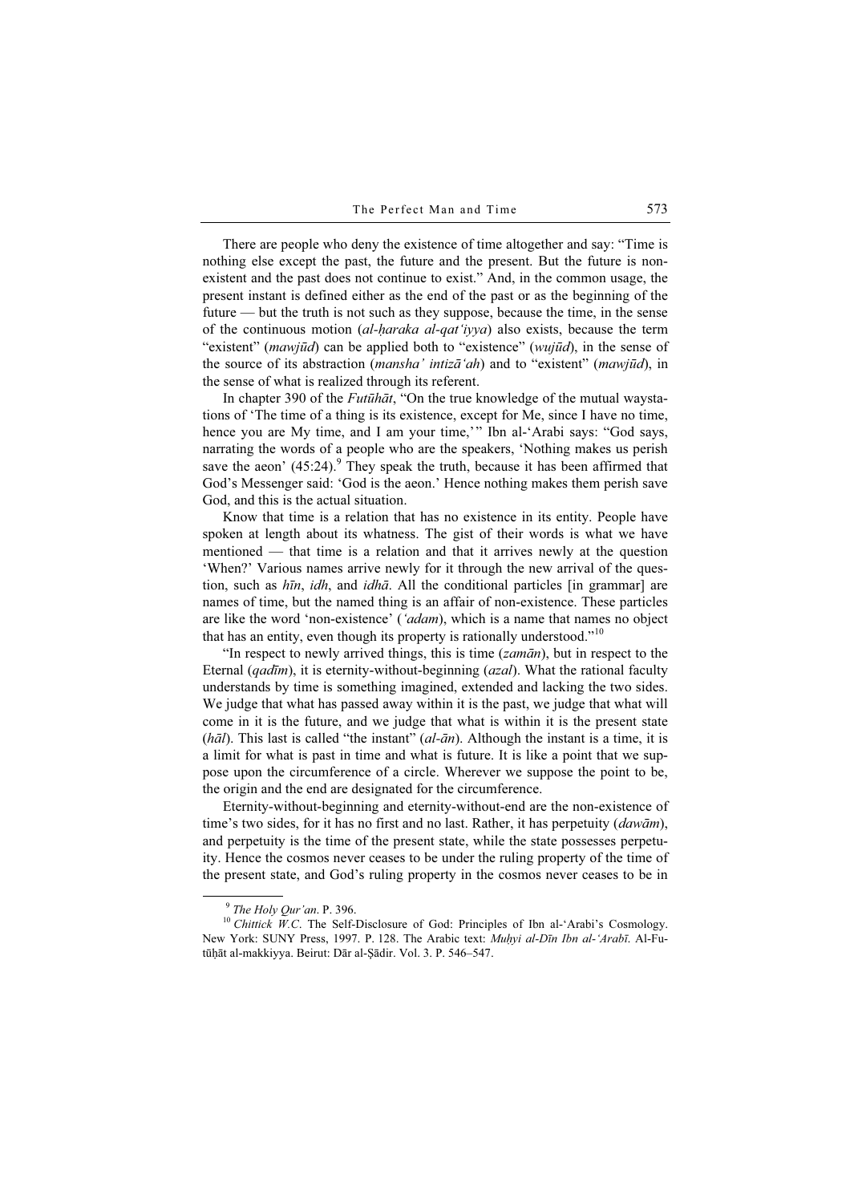There are people who deny the existence of time altogether and say: "Time is nothing else except the past, the future and the present. But the future is non-existent and the past does not continue to exist." And, in the common usage, the present instant is defined either as the end of the past or as the beginning of the future — but the truth is not such as they suppose, because the time, in the sense of the continuous motion (*al-ḥaraka al-qaṭʻiyya*) also exists, because the term "existent" (*mawjūd*) can be applied both to "existence" (*wujūd*), in the sense of the source of its abstraction (*mansha' intizāʻah*) and to "existent" (*mawjūd*), in the sense of what is realized through its referent.

In chapter 390 of the *Futūḥāt*, "On the true knowledge of the mutual waystations of 'The time of a thing is its existence, except for Me, since I have no time, hence you are My time, and I am your time,'" Ibn al-ʻArabi says: "God says, narrating the words of a people who are the speakers, 'Nothing makes us perish save the aeon' (45:24).[9] They speak the truth, because it has been affirmed that God's Messenger said: 'God is the aeon.' Hence nothing makes them perish save God, and this is the actual situation.

Know that time is a relation that has no existence in its entity. People have spoken at length about its whatness. The gist of their words is what we have mentioned — that time is a relation and that it arrives newly at the question 'When?' Various names arrive newly for it through the new arrival of the question, such as *hīn*, *idh*, and *idhā*. All the conditional particles [in grammar] are names of time, but the named thing is an affair of non-existence. These particles are like the word 'non-existence' (*ʻadam*), which is a name that names no object that has an entity, even though its property is rationally understood."[10]

"In respect to newly arrived things, this is time (*zamān*), but in respect to the Eternal (*qadīm*), it is eternity-without-beginning (*azal*). What the rational faculty understands by time is something imagined, extended and lacking the two sides. We judge that what has passed away within it is the past, we judge that what will come in it is the future, and we judge that what is within it is the present state (*ḥāl*). This last is called "the instant" (*al-ān*). Although the instant is a time, it is a limit for what is past in time and what is future. It is like a point that we suppose upon the circumference of a circle. Wherever we suppose the point to be, the origin and the end are designated for the circumference.

Eternity-without-beginning and eternity-without-end are the non-existence of time's two sides, for it has no first and no last. Rather, it has perpetuity (*dawām*), and perpetuity is the time of the present state, while the state possesses perpetuity. Hence the cosmos never ceases to be under the ruling property of the time of the present state, and God's ruling property in the cosmos never ceases to be in

---

[9] *The Holy Qur'an*. P. 396.

[10] *Chittick W.C*. The Self-Disclosure of God: Principles of Ibn al-ʻArabi's Cosmology. New York: SUNY Press, 1997. P. 128. The Arabic text: *Muḥyi al-Dīn Ibn al-ʻArabī*. Al-Futūḥāt al-makkiyya. Beirut: Dār al-Ṣādir. Vol. 3. P. 546–547.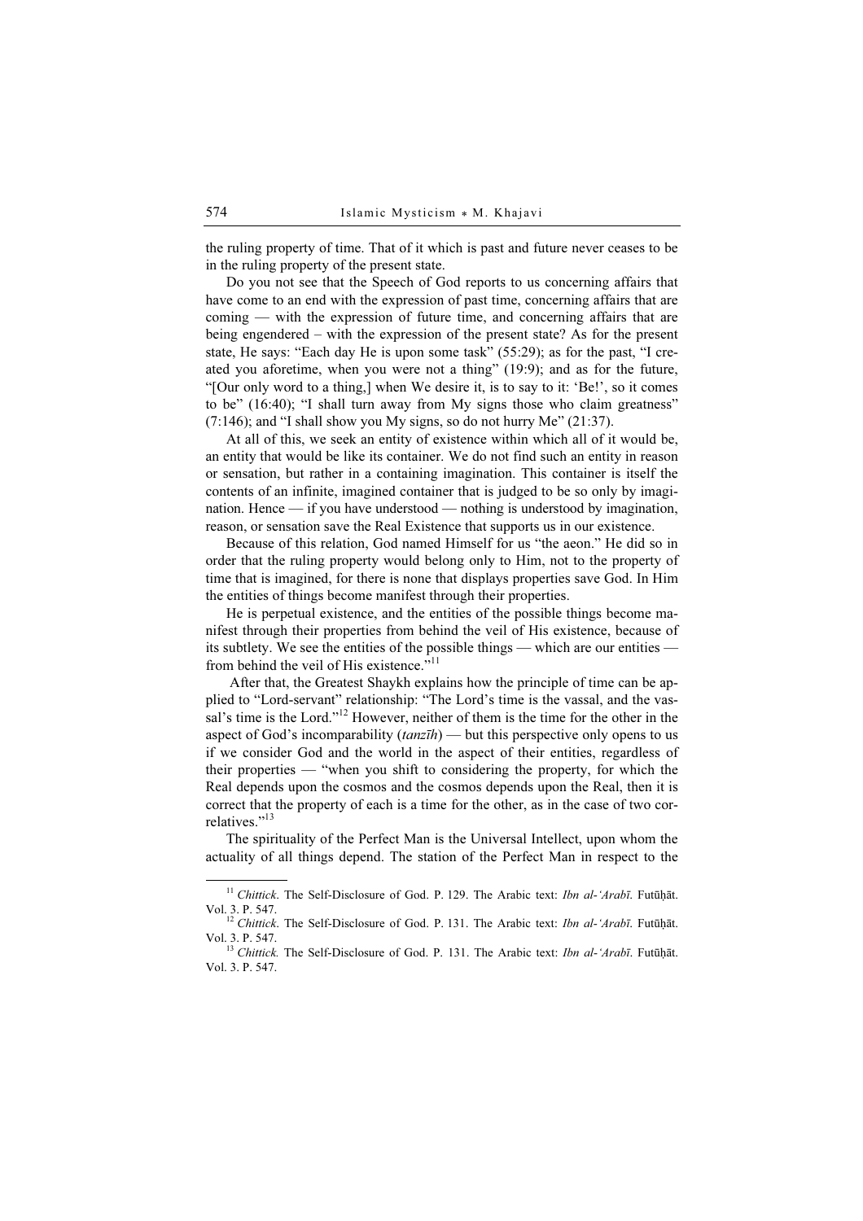the ruling property of time. That of it which is past and future never ceases to be in the ruling property of the present state.

Do you not see that the Speech of God reports to us concerning affairs that have come to an end with the expression of past time, concerning affairs that are coming — with the expression of future time, and concerning affairs that are being engendered – with the expression of the present state? As for the present state, He says: "Each day He is upon some task" (55:29); as for the past, "I created you aforetime, when you were not a thing" (19:9); and as for the future, "[Our only word to a thing,] when We desire it, is to say to it: 'Be!', so it comes to be" (16:40); "I shall turn away from My signs those who claim greatness" (7:146); and "I shall show you My signs, so do not hurry Me" (21:37).

At all of this, we seek an entity of existence within which all of it would be, an entity that would be like its container. We do not find such an entity in reason or sensation, but rather in a containing imagination. This container is itself the contents of an infinite, imagined container that is judged to be so only by imagination. Hence — if you have understood — nothing is understood by imagination, reason, or sensation save the Real Existence that supports us in our existence.

Because of this relation, God named Himself for us "the aeon." He did so in order that the ruling property would belong only to Him, not to the property of time that is imagined, for there is none that displays properties save God. In Him the entities of things become manifest through their properties.

He is perpetual existence, and the entities of the possible things become manifest through their properties from behind the veil of His existence, because of its subtlety. We see the entities of the possible things — which are our entities — from behind the veil of His existence."[11]

After that, the Greatest Shaykh explains how the principle of time can be applied to "Lord-servant" relationship: "The Lord's time is the vassal, and the vassal's time is the Lord."[12] However, neither of them is the time for the other in the aspect of God's incomparability (*tanzīh*) — but this perspective only opens to us if we consider God and the world in the aspect of their entities, regardless of their properties — "when you shift to considering the property, for which the Real depends upon the cosmos and the cosmos depends upon the Real, then it is correct that the property of each is a time for the other, as in the case of two correlatives."[13]

The spirituality of the Perfect Man is the Universal Intellect, upon whom the actuality of all things depend. The station of the Perfect Man in respect to the

---

[11] *Chittick*. The Self-Disclosure of God. P. 129. The Arabic text: *Ibn al-'Arabī*. Futūḥāt. Vol. 3. P. 547.

[12] *Chittick*. The Self-Disclosure of God. P. 131. The Arabic text: *Ibn al-'Arabī*. Futūḥāt. Vol. 3. P. 547.

[13] *Chittick.* The Self-Disclosure of God. P. 131. The Arabic text: *Ibn al-'Arabī*. Futūḥāt. Vol. 3. P. 547.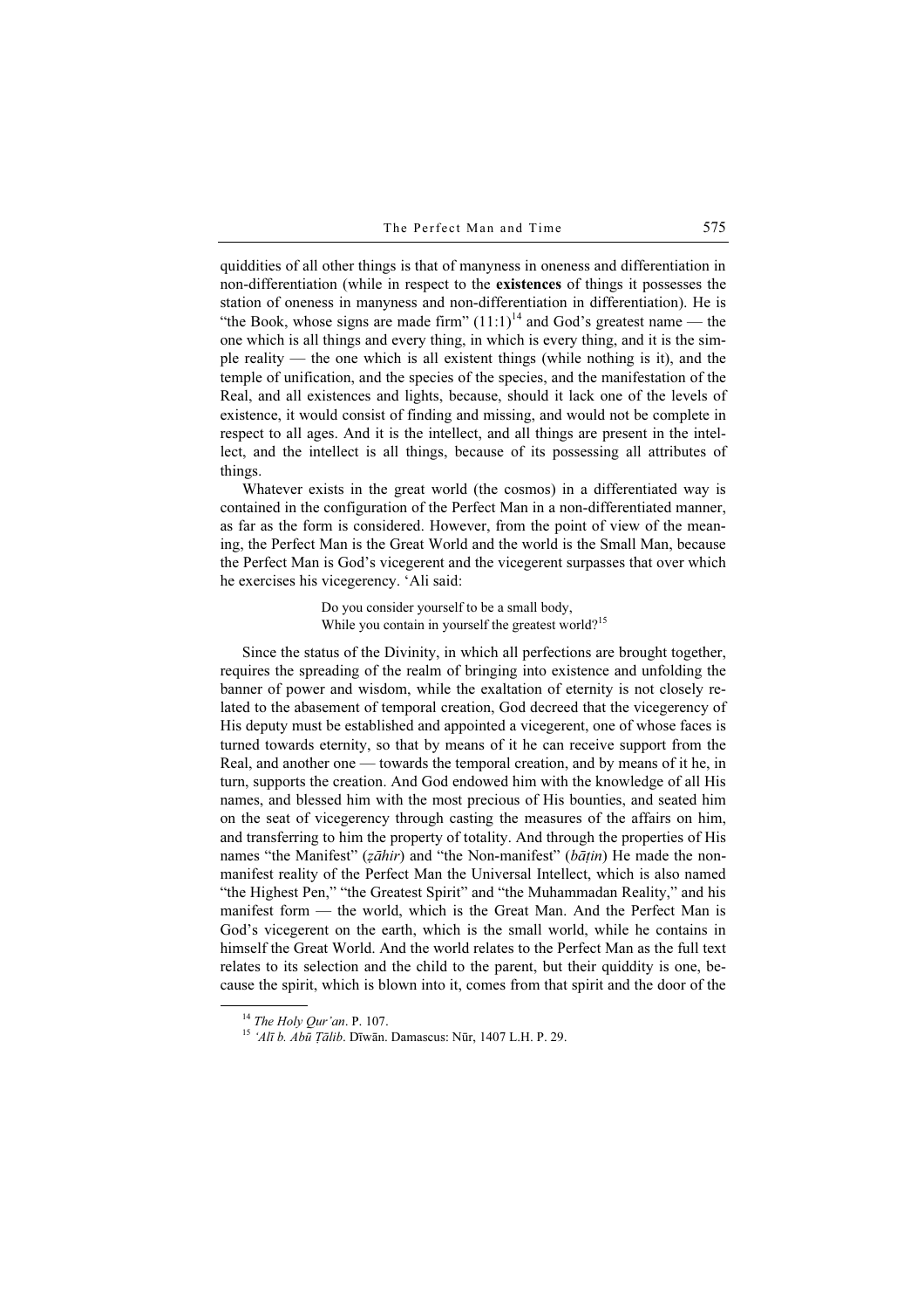quiddities of all other things is that of manyness in oneness and differentiation in non-differentiation (while in respect to the **existences** of things it possesses the station of oneness in manyness and non-differentiation in differentiation). He is "the Book, whose signs are made firm" (11:1)[14] and God's greatest name — the one which is all things and every thing, in which is every thing, and it is the simple reality — the one which is all existent things (while nothing is it), and the temple of unification, and the species of the species, and the manifestation of the Real, and all existences and lights, because, should it lack one of the levels of existence, it would consist of finding and missing, and would not be complete in respect to all ages. And it is the intellect, and all things are present in the intellect, and the intellect is all things, because of its possessing all attributes of things.

Whatever exists in the great world (the cosmos) in a differentiated way is contained in the configuration of the Perfect Man in a non-differentiated manner, as far as the form is considered. However, from the point of view of the meaning, the Perfect Man is the Great World and the world is the Small Man, because the Perfect Man is God's vicegerent and the vicegerent surpasses that over which he exercises his vicegerency. 'Ali said:

> Do you consider yourself to be a small body,
> While you contain in yourself the greatest world?[15]

Since the status of the Divinity, in which all perfections are brought together, requires the spreading of the realm of bringing into existence and unfolding the banner of power and wisdom, while the exaltation of eternity is not closely related to the abasement of temporal creation, God decreed that the vicegerency of His deputy must be established and appointed a vicegerent, one of whose faces is turned towards eternity, so that by means of it he can receive support from the Real, and another one — towards the temporal creation, and by means of it he, in turn, supports the creation. And God endowed him with the knowledge of all His names, and blessed him with the most precious of His bounties, and seated him on the seat of vicegerency through casting the measures of the affairs on him, and transferring to him the property of totality. And through the properties of His names "the Manifest" (*ẓāhir*) and "the Non-manifest" (*bāṭin*) He made the non-manifest reality of the Perfect Man the Universal Intellect, which is also named "the Highest Pen," "the Greatest Spirit" and "the Muhammadan Reality," and his manifest form — the world, which is the Great Man. And the Perfect Man is God's vicegerent on the earth, which is the small world, while he contains in himself the Great World. And the world relates to the Perfect Man as the full text relates to its selection and the child to the parent, but their quiddity is one, because the spirit, which is blown into it, comes from that spirit and the door of the

---

[14] *The Holy Qur'an*. P. 107.

[15] *'Alī b. Abū Ṭālib*. Dīwān. Damascus: Nūr, 1407 L.H. P. 29.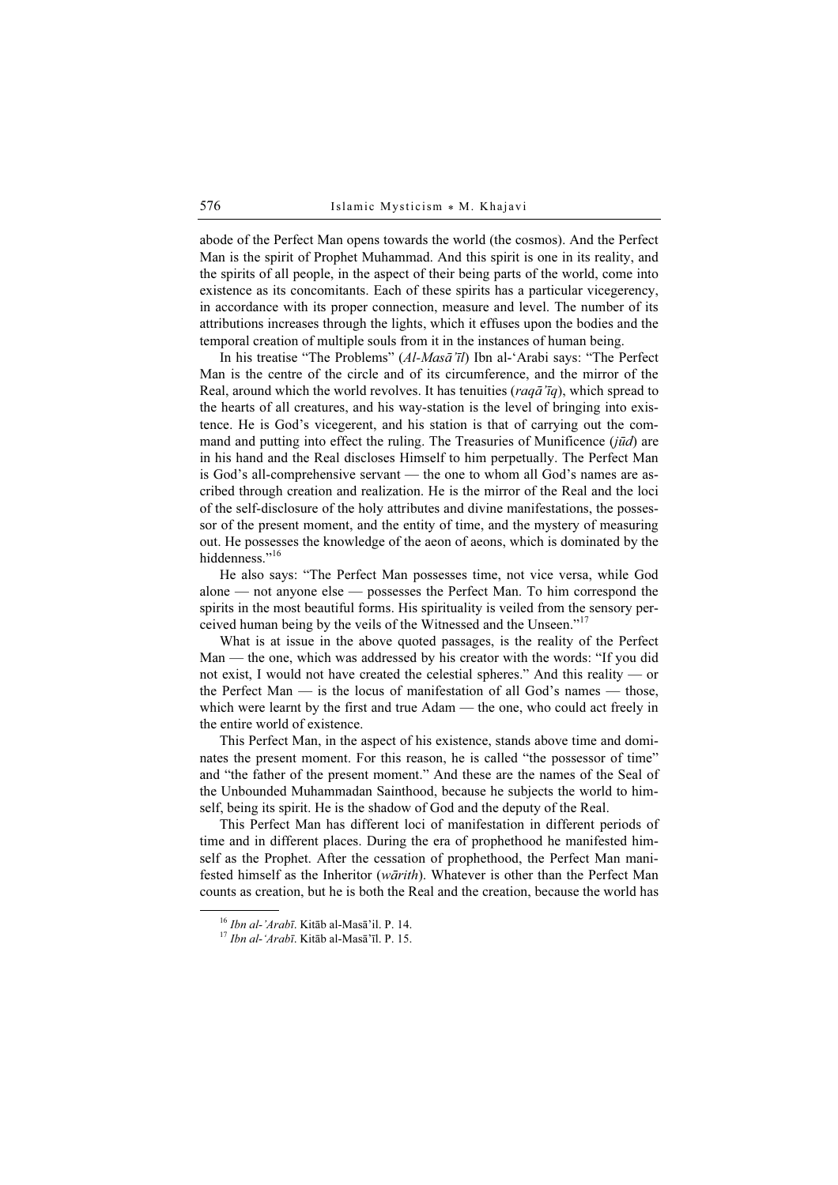abode of the Perfect Man opens towards the world (the cosmos). And the Perfect Man is the spirit of Prophet Muhammad. And this spirit is one in its reality, and the spirits of all people, in the aspect of their being parts of the world, come into existence as its concomitants. Each of these spirits has a particular vicegerency, in accordance with its proper connection, measure and level. The number of its attributions increases through the lights, which it effuses upon the bodies and the temporal creation of multiple souls from it in the instances of human being.

In his treatise "The Problems" (*Al-Masā'īl*) Ibn al-'Arabi says: "The Perfect Man is the centre of the circle and of its circumference, and the mirror of the Real, around which the world revolves. It has tenuities (*raqā'īq*), which spread to the hearts of all creatures, and his way-station is the level of bringing into existence. He is God's vicegerent, and his station is that of carrying out the command and putting into effect the ruling. The Treasuries of Munificence (*jūd*) are in his hand and the Real discloses Himself to him perpetually. The Perfect Man is God's all-comprehensive servant — the one to whom all God's names are ascribed through creation and realization. He is the mirror of the Real and the loci of the self-disclosure of the holy attributes and divine manifestations, the possessor of the present moment, and the entity of time, and the mystery of measuring out. He possesses the knowledge of the aeon of aeons, which is dominated by the hiddenness."[16]

He also says: "The Perfect Man possesses time, not vice versa, while God alone — not anyone else — possesses the Perfect Man. To him correspond the spirits in the most beautiful forms. His spirituality is veiled from the sensory perceived human being by the veils of the Witnessed and the Unseen."[17]

What is at issue in the above quoted passages, is the reality of the Perfect Man — the one, which was addressed by his creator with the words: "If you did not exist, I would not have created the celestial spheres." And this reality — or the Perfect Man — is the locus of manifestation of all God's names — those, which were learnt by the first and true Adam — the one, who could act freely in the entire world of existence.

This Perfect Man, in the aspect of his existence, stands above time and dominates the present moment. For this reason, he is called "the possessor of time" and "the father of the present moment." And these are the names of the Seal of the Unbounded Muhammadan Sainthood, because he subjects the world to himself, being its spirit. He is the shadow of God and the deputy of the Real.

This Perfect Man has different loci of manifestation in different periods of time and in different places. During the era of prophethood he manifested himself as the Prophet. After the cessation of prophethood, the Perfect Man manifested himself as the Inheritor (*wārith*). Whatever is other than the Perfect Man counts as creation, but he is both the Real and the creation, because the world has

---

[16] *Ibn al-'Arabī*. Kitāb al-Masā'il. P. 14.

[17] *Ibn al-'Arabī*. Kitāb al-Masā'īl. P. 15.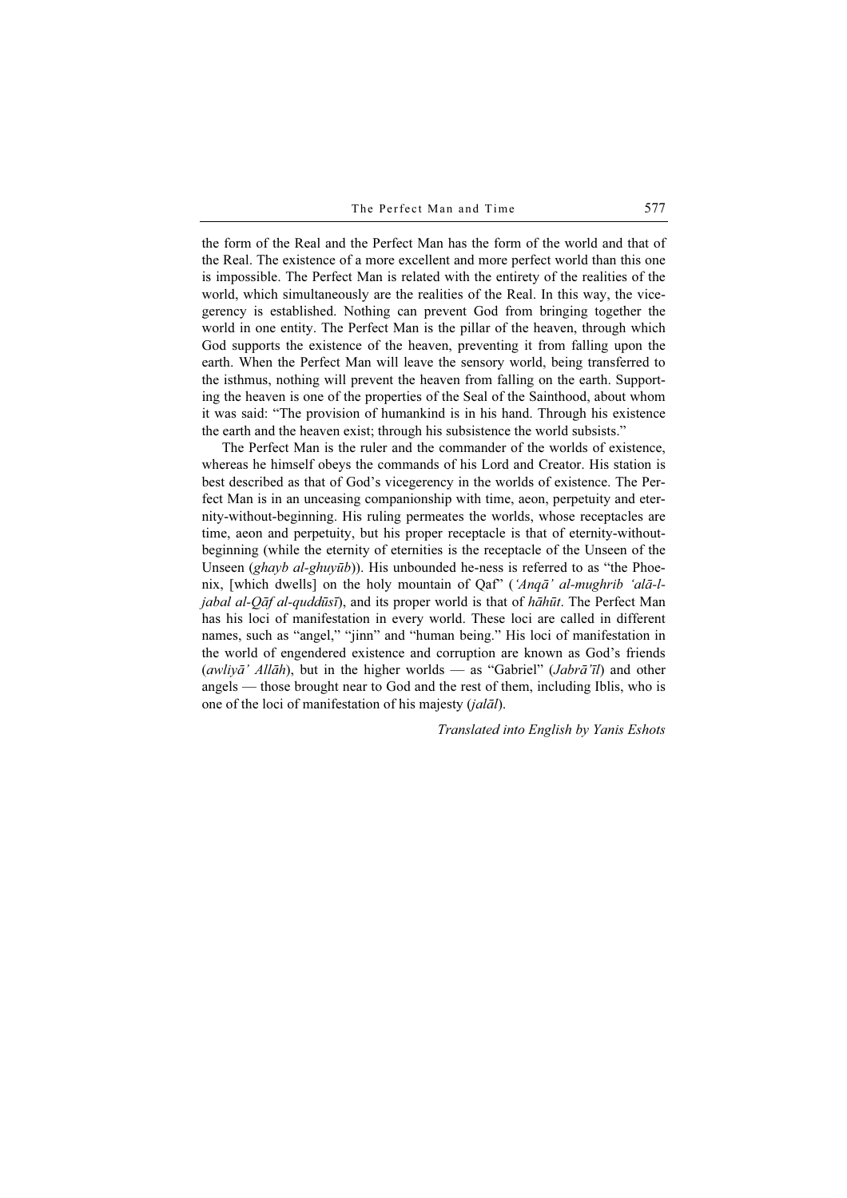the form of the Real and the Perfect Man has the form of the world and that of the Real. The existence of a more excellent and more perfect world than this one is impossible. The Perfect Man is related with the entirety of the realities of the world, which simultaneously are the realities of the Real. In this way, the vicegerency is established. Nothing can prevent God from bringing together the world in one entity. The Perfect Man is the pillar of the heaven, through which God supports the existence of the heaven, preventing it from falling upon the earth. When the Perfect Man will leave the sensory world, being transferred to the isthmus, nothing will prevent the heaven from falling on the earth. Supporting the heaven is one of the properties of the Seal of the Sainthood, about whom it was said: "The provision of humankind is in his hand. Through his existence the earth and the heaven exist; through his subsistence the world subsists."

The Perfect Man is the ruler and the commander of the worlds of existence, whereas he himself obeys the commands of his Lord and Creator. His station is best described as that of God's vicegerency in the worlds of existence. The Perfect Man is in an unceasing companionship with time, aeon, perpetuity and eternity-without-beginning. His ruling permeates the worlds, whose receptacles are time, aeon and perpetuity, but his proper receptacle is that of eternity-without-beginning (while the eternity of eternities is the receptacle of the Unseen of the Unseen (*ghayb al-ghuyūb*)). His unbounded he-ness is referred to as "the Phoenix, [which dwells] on the holy mountain of Qaf" (*'Anqā' al-mughrib 'alā-l-jabal al-Qāf al-quddūsī*), and its proper world is that of *hāhūt*. The Perfect Man has his loci of manifestation in every world. These loci are called in different names, such as "angel," "jinn" and "human being." His loci of manifestation in the world of engendered existence and corruption are known as God's friends (*awliyā' Allāh*), but in the higher worlds — as "Gabriel" (*Jabrā'īl*) and other angels — those brought near to God and the rest of them, including Iblis, who is one of the loci of manifestation of his majesty (*jalāl*).

*Translated into English by Yanis Eshots*